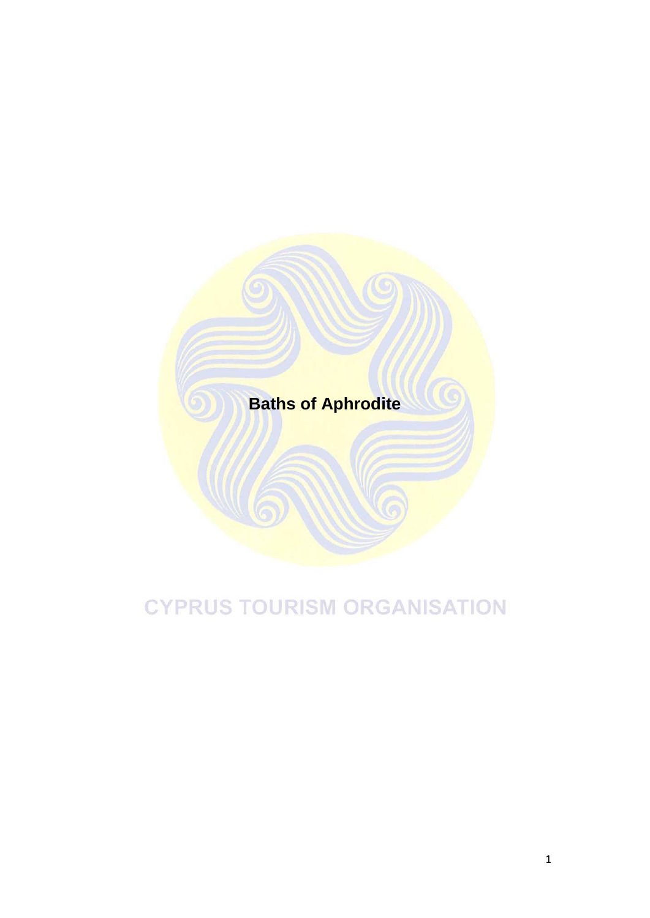# Baths of Aphrodite

CYPRUS TOURISM ORGANISATION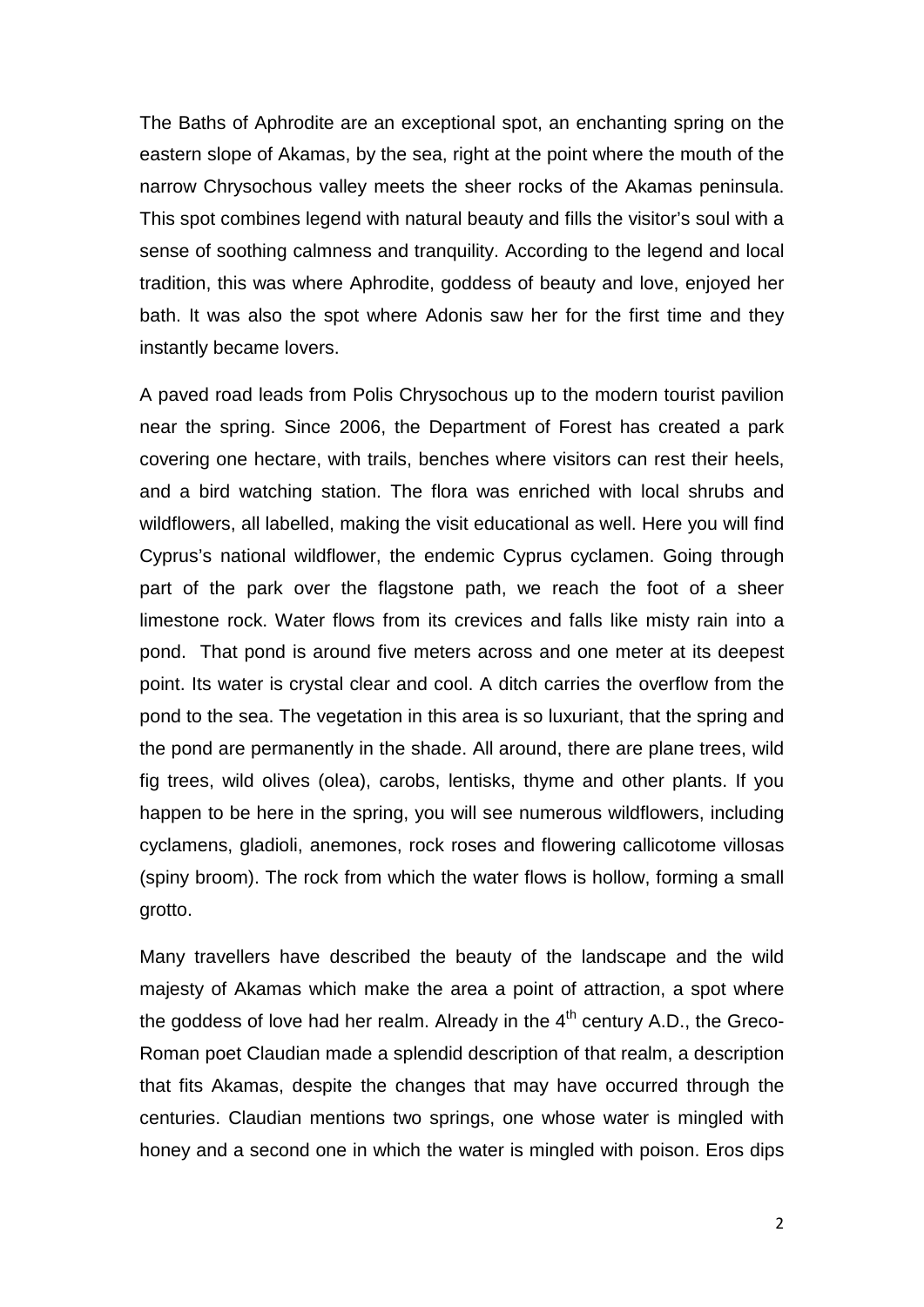The Baths of Aphrodite are an exceptional spot, an enchanting spring on the eastern slope of Akamas, by the sea, right at the point where the mouth of the narrow Chrysochous valley meets the sheer rocks of the Akamas peninsula. This spot combines legend with natural beauty and fills the visitor's soul with a sense of soothing calmness and tranquility. According to the legend and local tradition, this was where Aphrodite, goddess of beauty and love, enjoyed her bath. It was also the spot where Adonis saw her for the first time and they instantly became lovers.

A paved road leads from Polis Chrysochous up to the modern tourist pavilion near the spring. Since 2006, the Department of Forest has created a park covering one hectare, with trails, benches where visitors can rest their heels, and a bird watching station. The flora was enriched with local shrubs and wildflowers, all labelled, making the visit educational as well. Here you will find Cyprus's national wildflower, the endemic Cyprus cyclamen. Going through part of the park over the flagstone path, we reach the foot of a sheer limestone rock. Water flows from its crevices and falls like misty rain into a pond. That pond is around five meters across and one meter at its deepest point. Its water is crystal clear and cool. A ditch carries the overflow from the pond to the sea. The vegetation in this area is so luxuriant, that the spring and the pond are permanently in the shade. All around, there are plane trees, wild fig trees, wild olives (olea), carobs, lentisks, thyme and other plants. If you happen to be here in the spring, you will see numerous wildflowers, including cyclamens, gladioli, anemones, rock roses and flowering callicotome villosas (spiny broom). The rock from which the water flows is hollow, forming a small grotto.

Many travellers have described the beauty of the landscape and the wild majesty of Akamas which make the area a point of attraction, a spot where the goddess of love had her realm. Already in the 4th century A.D., the Greco-Roman poet Claudian made a splendid description of that realm, a description that fits Akamas, despite the changes that may have occurred through the centuries. Claudian mentions two springs, one whose water is mingled with honey and a second one in which the water is mingled with poison. Eros dips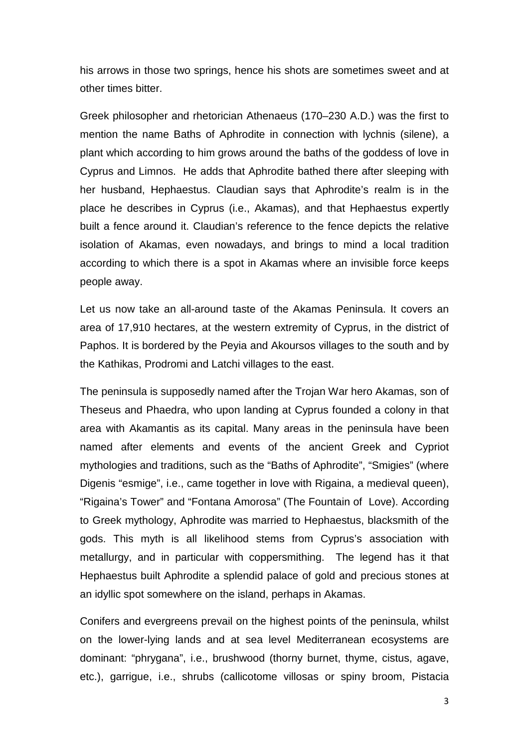his arrows in those two springs, hence his shots are sometimes sweet and at other times bitter.

Greek philosopher and rhetorician Athenaeus (170–230 A.D.) was the first to mention the name Baths of Aphrodite in connection with lychnis (silene), a plant which according to him grows around the baths of the goddess of love in Cyprus and Limnos. He adds that Aphrodite bathed there after sleeping with her husband, Hephaestus. Claudian says that Aphrodite's realm is in the place he describes in Cyprus (i.e., Akamas), and that Hephaestus expertly built a fence around it. Claudian's reference to the fence depicts the relative isolation of Akamas, even nowadays, and brings to mind a local tradition according to which there is a spot in Akamas where an invisible force keeps people away.

Let us now take an all-around taste of the Akamas Peninsula. It covers an area of 17,910 hectares, at the western extremity of Cyprus, in the district of Paphos. It is bordered by the Peyia and Akoursos villages to the south and by the Kathikas, Prodromi and Latchi villages to the east.

The peninsula is supposedly named after the Trojan War hero Akamas, son of Theseus and Phaedra, who upon landing at Cyprus founded a colony in that area with Akamantis as its capital. Many areas in the peninsula have been named after elements and events of the ancient Greek and Cypriot mythologies and traditions, such as the "Baths of Aphrodite", "Smigies" (where Digenis "esmige", i.e., came together in love with Rigaina, a medieval queen), "Rigaina's Tower" and "Fontana Amorosa" (The Fountain of Love). According to Greek mythology, Aphrodite was married to Hephaestus, blacksmith of the gods. This myth is all likelihood stems from Cyprus's association with metallurgy, and in particular with coppersmithing. The legend has it that Hephaestus built Aphrodite a splendid palace of gold and precious stones at an idyllic spot somewhere on the island, perhaps in Akamas.

Conifers and evergreens prevail on the highest points of the peninsula, whilst on the lower-lying lands and at sea level Mediterranean ecosystems are dominant: "phrygana", i.e., brushwood (thorny burnet, thyme, cistus, agave, etc.), garrigue, i.e., shrubs (callicotome villosas or spiny broom, Pistacia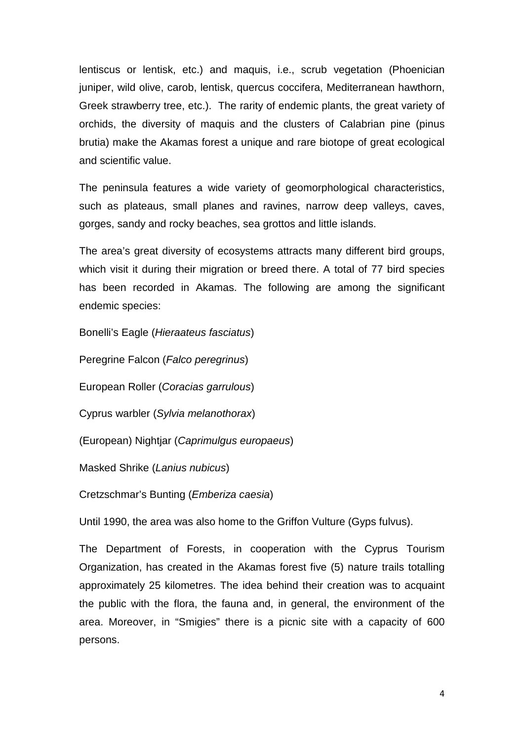lentiscus or lentisk, etc.) and maquis, i.e., scrub vegetation (Phoenician juniper, wild olive, carob, lentisk, quercus coccifera, Mediterranean hawthorn, Greek strawberry tree, etc.). The rarity of endemic plants, the great variety of orchids, the diversity of maquis and the clusters of Calabrian pine (pinus brutia) make the Akamas forest a unique and rare biotope of great ecological and scientific value.

The peninsula features a wide variety of geomorphological characteristics, such as plateaus, small planes and ravines, narrow deep valleys, caves, gorges, sandy and rocky beaches, sea grottos and little islands.

The area's great diversity of ecosystems attracts many different bird groups, which visit it during their migration or breed there. A total of 77 bird species has been recorded in Akamas. The following are among the significant endemic species:

Bonelli's Eagle (*Hieraateus fasciatus*)

Peregrine Falcon (*Falco peregrinus*)

European Roller (*Coracias garrulous*)

Cyprus warbler (*Sylvia melanothorax*)

(European) Nightjar (*Caprimulgus europaeus*)

Masked Shrike (*Lanius nubicus*)

Cretzschmar's Bunting (*Emberiza caesia*)

Until 1990, the area was also home to the Griffon Vulture (Gyps fulvus).

The Department of Forests, in cooperation with the Cyprus Tourism Organization, has created in the Akamas forest five (5) nature trails totalling approximately 25 kilometres. The idea behind their creation was to acquaint the public with the flora, the fauna and, in general, the environment of the area. Moreover, in "Smigies" there is a picnic site with a capacity of 600 persons.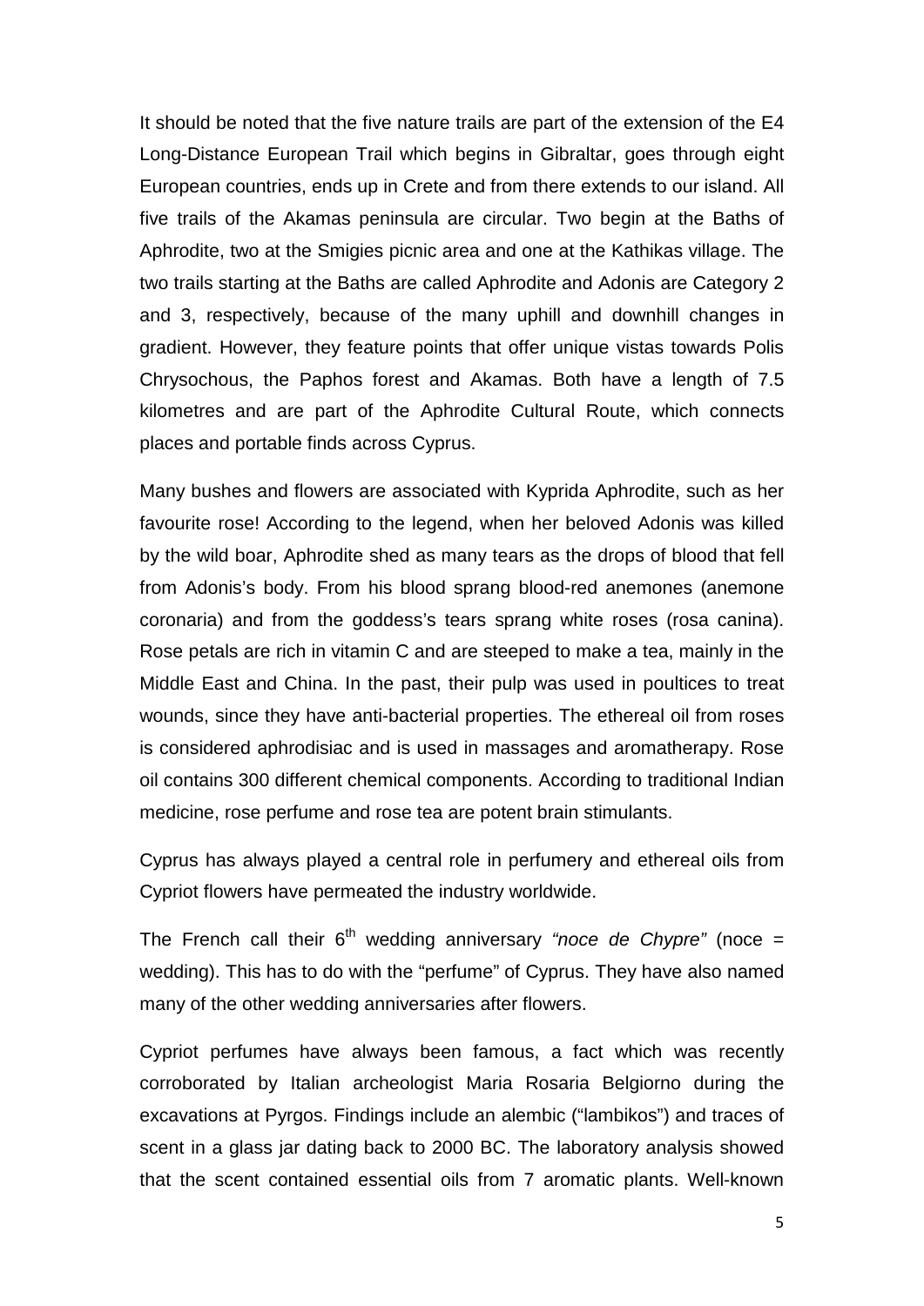It should be noted that the five nature trails are part of the extension of the E4 Long-Distance European Trail which begins in Gibraltar, goes through eight European countries, ends up in Crete and from there extends to our island. All five trails of the Akamas peninsula are circular. Two begin at the Baths of Aphrodite, two at the Smigies picnic area and one at the Kathikas village. The two trails starting at the Baths are called Aphrodite and Adonis are Category 2 and 3, respectively, because of the many uphill and downhill changes in gradient. However, they feature points that offer unique vistas towards Polis Chrysochous, the Paphos forest and Akamas. Both have a length of 7.5 kilometres and are part of the Aphrodite Cultural Route, which connects places and portable finds across Cyprus.

Many bushes and flowers are associated with Kyprida Aphrodite, such as her favourite rose! According to the legend, when her beloved Adonis was killed by the wild boar, Aphrodite shed as many tears as the drops of blood that fell from Adonis's body. From his blood sprang blood-red anemones (anemone coronaria) and from the goddess's tears sprang white roses (rosa canina). Rose petals are rich in vitamin C and are steeped to make a tea, mainly in the Middle East and China. In the past, their pulp was used in poultices to treat wounds, since they have anti-bacterial properties. The ethereal oil from roses is considered aphrodisiac and is used in massages and aromatherapy. Rose oil contains 300 different chemical components. According to traditional Indian medicine, rose perfume and rose tea are potent brain stimulants.

Cyprus has always played a central role in perfumery and ethereal oils from Cypriot flowers have permeated the industry worldwide.

The French call their 6th wedding anniversary *"noce de Chypre"* (noce = wedding). This has to do with the "perfume" of Cyprus. They have also named many of the other wedding anniversaries after flowers.

Cypriot perfumes have always been famous, a fact which was recently corroborated by Italian archeologist Maria Rosaria Belgiorno during the excavations at Pyrgos. Findings include an alembic ("lambikos") and traces of scent in a glass jar dating back to 2000 BC. The laboratory analysis showed that the scent contained essential oils from 7 aromatic plants. Well-known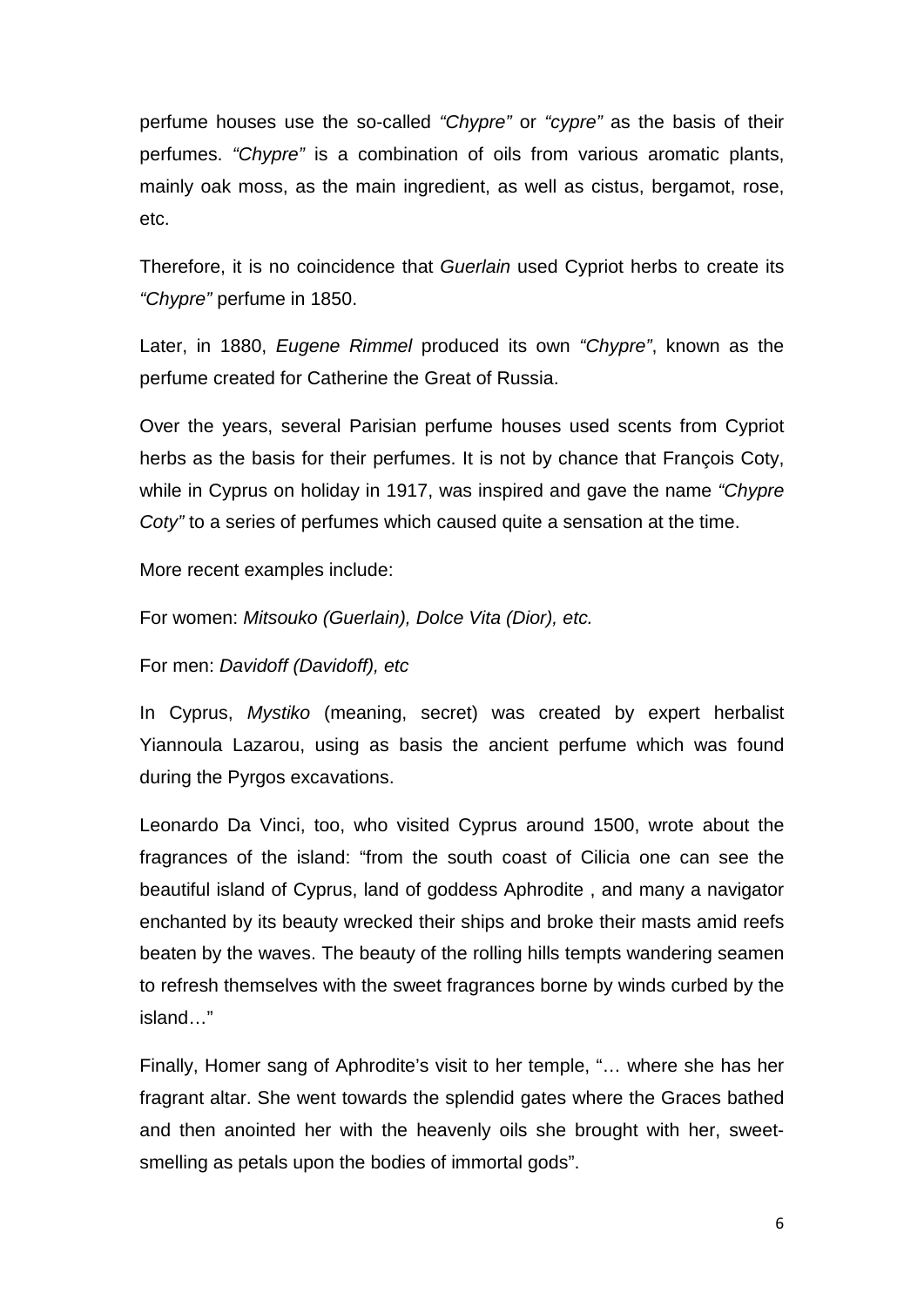perfume houses use the so-called *“Chypre”* or *“cypre”* as the basis of their perfumes. *“Chypre”* is a combination of oils from various aromatic plants, mainly oak moss, as the main ingredient, as well as cistus, bergamot, rose, etc.

Therefore, it is no coincidence that *Guerlain* used Cypriot herbs to create its *“Chypre”* perfume in 1850.

Later, in 1880, *Eugene Rimmel* produced its own *“Chypre”*, known as the perfume created for Catherine the Great of Russia.

Over the years, several Parisian perfume houses used scents from Cypriot herbs as the basis for their perfumes. It is not by chance that François Coty, while in Cyprus on holiday in 1917, was inspired and gave the name *“Chypre Coty”* to a series of perfumes which caused quite a sensation at the time.

More recent examples include:

For women: *Mitsouko (Guerlain), Dolce Vita (Dior), etc.*

For men: *Davidoff (Davidoff), etc*

In Cyprus, *Mystiko* (meaning, secret) was created by expert herbalist Yiannoula Lazarou, using as basis the ancient perfume which was found during the Pyrgos excavations.

Leonardo Da Vinci, too, who visited Cyprus around 1500, wrote about the fragrances of the island: “from the south coast of Cilicia one can see the beautiful island of Cyprus, land of goddess Aphrodite , and many a navigator enchanted by its beauty wrecked their ships and broke their masts amid reefs beaten by the waves. The beauty of the rolling hills tempts wandering seamen to refresh themselves with the sweet fragrances borne by winds curbed by the island…”

Finally, Homer sang of Aphrodite’s visit to her temple, “… where she has her fragrant altar. She went towards the splendid gates where the Graces bathed and then anointed her with the heavenly oils she brought with her, sweet-smelling as petals upon the bodies of immortal gods”.